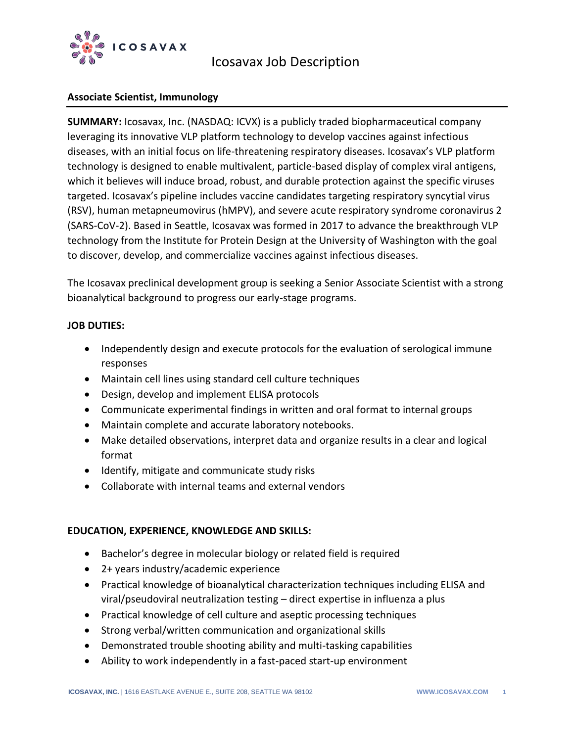ICOSAVAX

# Icosavax Job Description

## Associate Scientist, Immunology

**SUMMARY:** Icosavax, Inc. (NASDAQ: ICVX) is a publicly traded biopharmaceutical company leveraging its innovative VLP platform technology to develop vaccines against infectious diseases, with an initial focus on life-threatening respiratory diseases. Icosavax's VLP platform technology is designed to enable multivalent, particle-based display of complex viral antigens, which it believes will induce broad, robust, and durable protection against the specific viruses targeted. Icosavax's pipeline includes vaccine candidates targeting respiratory syncytial virus (RSV), human metapneumovirus (hMPV), and severe acute respiratory syndrome coronavirus 2 (SARS-CoV-2). Based in Seattle, Icosavax was formed in 2017 to advance the breakthrough VLP technology from the Institute for Protein Design at the University of Washington with the goal to discover, develop, and commercialize vaccines against infectious diseases.

The Icosavax preclinical development group is seeking a Senior Associate Scientist with a strong bioanalytical background to progress our early-stage programs.

**JOB DUTIES:**

- Independently design and execute protocols for the evaluation of serological immune responses
- Maintain cell lines using standard cell culture techniques
- Design, develop and implement ELISA protocols
- Communicate experimental findings in written and oral format to internal groups
- Maintain complete and accurate laboratory notebooks.
- Make detailed observations, interpret data and organize results in a clear and logical format
- Identify, mitigate and communicate study risks
- Collaborate with internal teams and external vendors

**EDUCATION, EXPERIENCE, KNOWLEDGE AND SKILLS:**

- Bachelor's degree in molecular biology or related field is required
- 2+ years industry/academic experience
- Practical knowledge of bioanalytical characterization techniques including ELISA and viral/pseudoviral neutralization testing – direct expertise in influenza a plus
- Practical knowledge of cell culture and aseptic processing techniques
- Strong verbal/written communication and organizational skills
- Demonstrated trouble shooting ability and multi-tasking capabilities
- Ability to work independently in a fast-paced start-up environment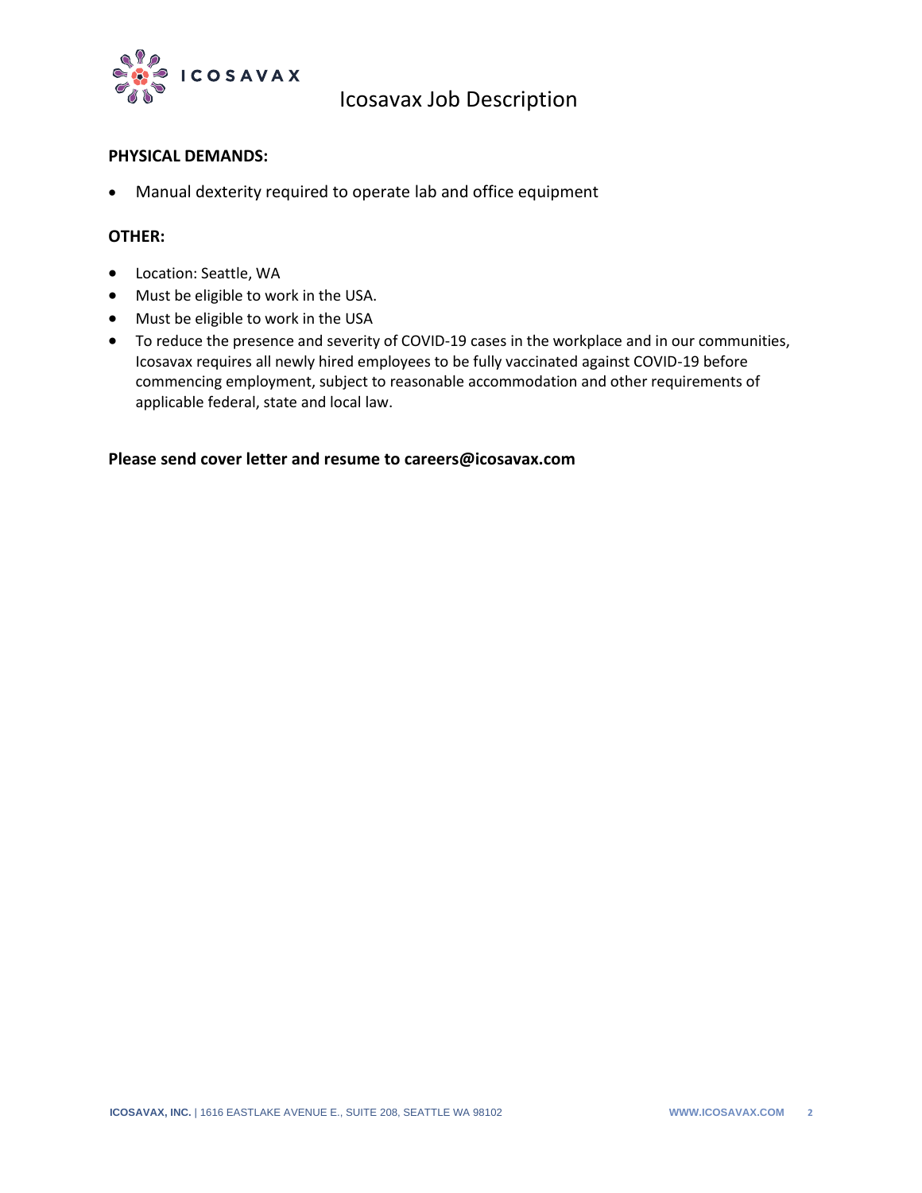**PHYSICAL DEMANDS:**

- Manual dexterity required to operate lab and office equipment

**OTHER:**

- Location: Seattle, WA
- Must be eligible to work in the USA.
- Must be eligible to work in the USA
- To reduce the presence and severity of COVID-19 cases in the workplace and in our communities, Icosavax requires all newly hired employees to be fully vaccinated against COVID-19 before commencing employment, subject to reasonable accommodation and other requirements of applicable federal, state and local law.

**Please send cover letter and resume to careers@icosavax.com**